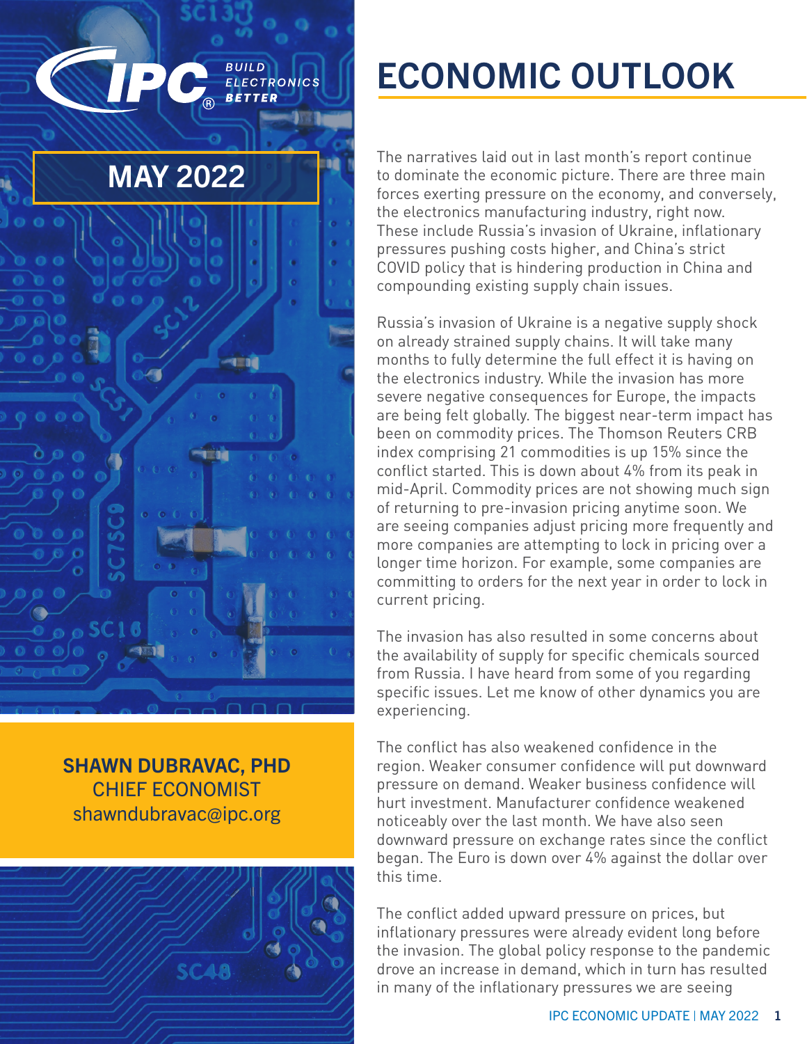IPC BUILD ELECTRONICS BETTER

**MAY 2022**

**SHAWN DUBRAVAC, PHD**
CHIEF ECONOMIST
shawndubravac@ipc.org

# ECONOMIC OUTLOOK

The narratives laid out in last month's report continue to dominate the economic picture. There are three main forces exerting pressure on the economy, and conversely, the electronics manufacturing industry, right now. These include Russia's invasion of Ukraine, inflationary pressures pushing costs higher, and China's strict COVID policy that is hindering production in China and compounding existing supply chain issues.

Russia's invasion of Ukraine is a negative supply shock on already strained supply chains. It will take many months to fully determine the full effect it is having on the electronics industry. While the invasion has more severe negative consequences for Europe, the impacts are being felt globally. The biggest near-term impact has been on commodity prices. The Thomson Reuters CRB index comprising 21 commodities is up 15% since the conflict started. This is down about 4% from its peak in mid-April. Commodity prices are not showing much sign of returning to pre-invasion pricing anytime soon. We are seeing companies adjust pricing more frequently and more companies are attempting to lock in pricing over a longer time horizon. For example, some companies are committing to orders for the next year in order to lock in current pricing.

The invasion has also resulted in some concerns about the availability of supply for specific chemicals sourced from Russia. I have heard from some of you regarding specific issues. Let me know of other dynamics you are experiencing.

The conflict has also weakened confidence in the region. Weaker consumer confidence will put downward pressure on demand. Weaker business confidence will hurt investment. Manufacturer confidence weakened noticeably over the last month. We have also seen downward pressure on exchange rates since the conflict began. The Euro is down over 4% against the dollar over this time.

The conflict added upward pressure on prices, but inflationary pressures were already evident long before the invasion. The global policy response to the pandemic drove an increase in demand, which in turn has resulted in many of the inflationary pressures we are seeing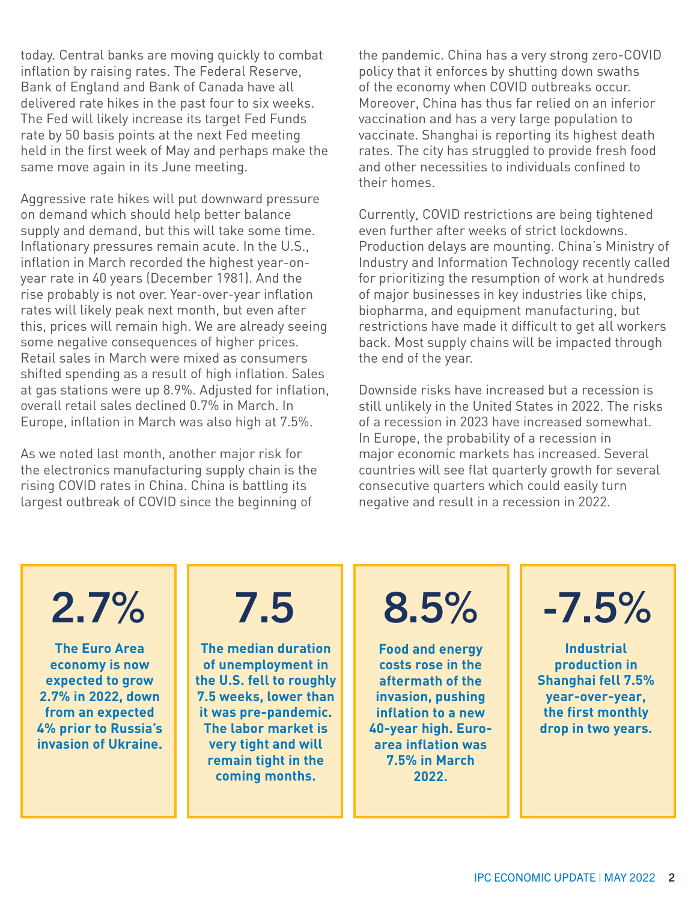today. Central banks are moving quickly to combat inflation by raising rates. The Federal Reserve, Bank of England and Bank of Canada have all delivered rate hikes in the past four to six weeks. The Fed will likely increase its target Fed Funds rate by 50 basis points at the next Fed meeting held in the first week of May and perhaps make the same move again in its June meeting.

Aggressive rate hikes will put downward pressure on demand which should help better balance supply and demand, but this will take some time. Inflationary pressures remain acute. In the U.S., inflation in March recorded the highest year-on-year rate in 40 years (December 1981). And the rise probably is not over. Year-over-year inflation rates will likely peak next month, but even after this, prices will remain high. We are already seeing some negative consequences of higher prices. Retail sales in March were mixed as consumers shifted spending as a result of high inflation. Sales at gas stations were up 8.9%. Adjusted for inflation, overall retail sales declined 0.7% in March. In Europe, inflation in March was also high at 7.5%.

As we noted last month, another major risk for the electronics manufacturing supply chain is the rising COVID rates in China. China is battling its largest outbreak of COVID since the beginning of the pandemic. China has a very strong zero-COVID policy that it enforces by shutting down swaths of the economy when COVID outbreaks occur. Moreover, China has thus far relied on an inferior vaccination and has a very large population to vaccinate. Shanghai is reporting its highest death rates. The city has struggled to provide fresh food and other necessities to individuals confined to their homes.

Currently, COVID restrictions are being tightened even further after weeks of strict lockdowns. Production delays are mounting. China's Ministry of Industry and Information Technology recently called for prioritizing the resumption of work at hundreds of major businesses in key industries like chips, biopharma, and equipment manufacturing, but restrictions have made it difficult to get all workers back. Most supply chains will be impacted through the end of the year.

Downside risks have increased but a recession is still unlikely in the United States in 2022. The risks of a recession in 2023 have increased somewhat. In Europe, the probability of a recession in major economic markets has increased. Several countries will see flat quarterly growth for several consecutive quarters which could easily turn negative and result in a recession in 2022.

**2.7%**

**The Euro Area economy is now expected to grow 2.7% in 2022, down from an expected 4% prior to Russia's invasion of Ukraine.**

**7.5**

**The median duration of unemployment in the U.S. fell to roughly 7.5 weeks, lower than it was pre-pandemic. The labor market is very tight and will remain tight in the coming months.**

**8.5%**

**Food and energy costs rose in the aftermath of the invasion, pushing inflation to a new 40-year high. Euro-area inflation was 7.5% in March 2022.**

**-7.5%**

**Industrial production in Shanghai fell 7.5% year-over-year, the first monthly drop in two years.**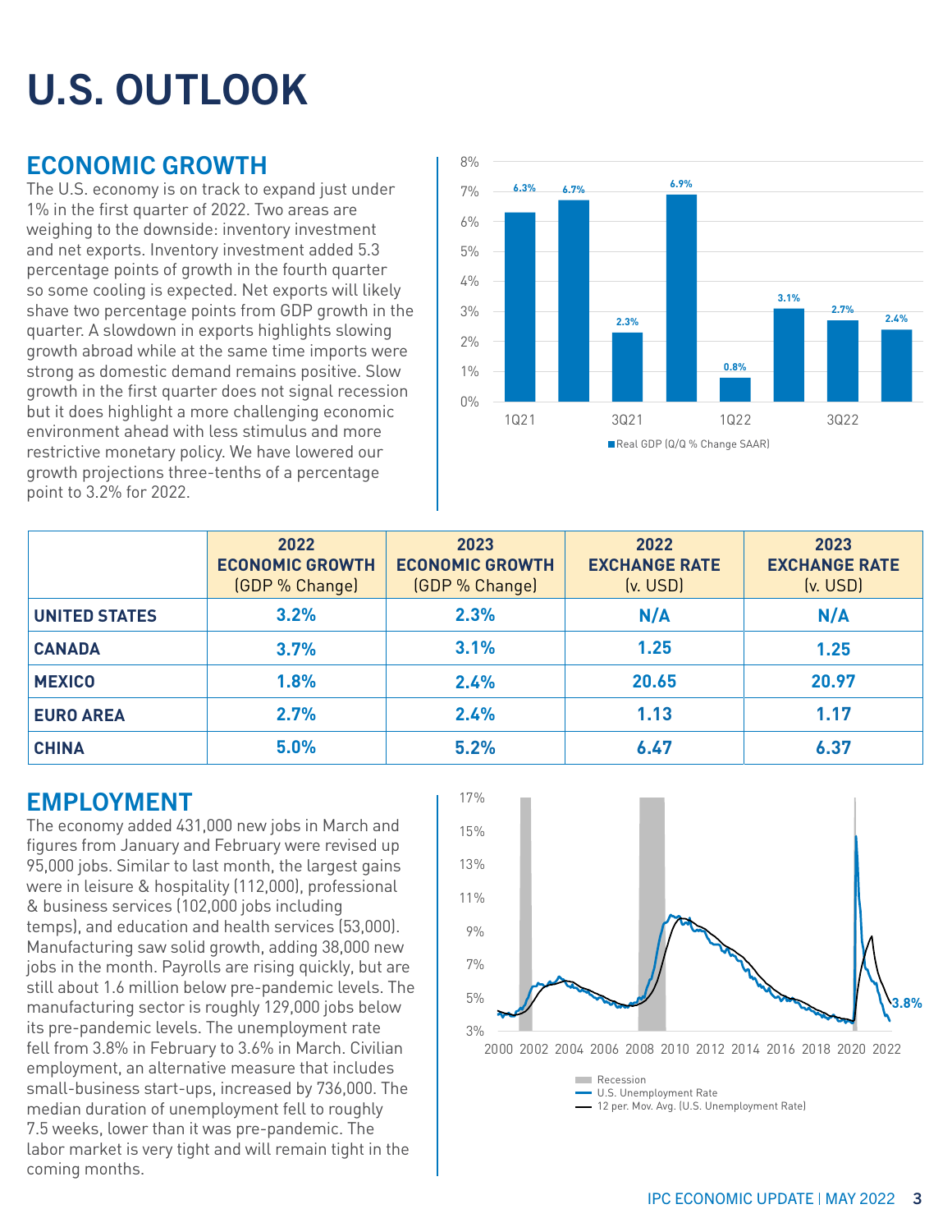# U.S. OUTLOOK

## ECONOMIC GROWTH

The U.S. economy is on track to expand just under 1% in the first quarter of 2022. Two areas are weighing to the downside: inventory investment and net exports. Inventory investment added 5.3 percentage points of growth in the fourth quarter so some cooling is expected. Net exports will likely shave two percentage points from GDP growth in the quarter. A slowdown in exports highlights slowing growth abroad while at the same time imports were strong as domestic demand remains positive. Slow growth in the first quarter does not signal recession but it does highlight a more challenging economic environment ahead with less stimulus and more restrictive monetary policy. We have lowered our growth projections three-tenths of a percentage point to 3.2% for 2022.

| | 2022 ECONOMIC GROWTH (GDP % Change) | 2023 ECONOMIC GROWTH (GDP % Change) | 2022 EXCHANGE RATE (v. USD) | 2023 EXCHANGE RATE (v. USD) |
|---|---|---|---|---|
| **UNITED STATES** | 3.2% | 2.3% | N/A | N/A |
| **CANADA** | 3.7% | 3.1% | 1.25 | 1.25 |
| **MEXICO** | 1.8% | 2.4% | 20.65 | 20.97 |
| **EURO AREA** | 2.7% | 2.4% | 1.13 | 1.17 |
| **CHINA** | 5.0% | 5.2% | 6.47 | 6.37 |

## EMPLOYMENT

The economy added 431,000 new jobs in March and figures from January and February were revised up 95,000 jobs. Similar to last month, the largest gains were in leisure & hospitality (112,000), professional & business services (102,000 jobs including temps), and education and health services (53,000). Manufacturing saw solid growth, adding 38,000 new jobs in the month. Payrolls are rising quickly, but are still about 1.6 million below pre-pandemic levels. The manufacturing sector is roughly 129,000 jobs below its pre-pandemic levels. The unemployment rate fell from 3.8% in February to 3.6% in March. Civilian employment, an alternative measure that includes small-business start-ups, increased by 736,000. The median duration of unemployment fell to roughly 7.5 weeks, lower than it was pre-pandemic. The labor market is very tight and will remain tight in the coming months.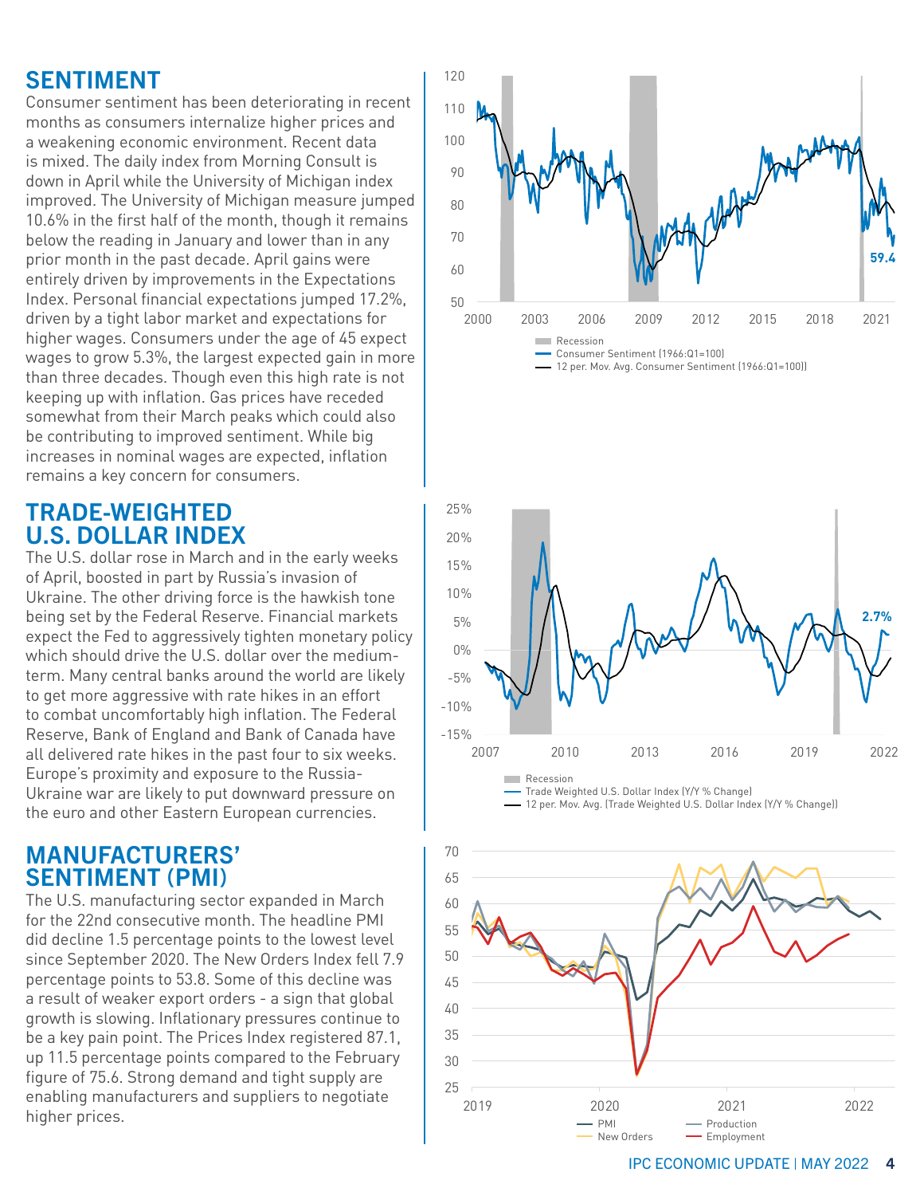## SENTIMENT

Consumer sentiment has been deteriorating in recent months as consumers internalize higher prices and a weakening economic environment. Recent data is mixed. The daily index from Morning Consult is down in April while the University of Michigan index improved. The University of Michigan measure jumped 10.6% in the first half of the month, though it remains below the reading in January and lower than in any prior month in the past decade. April gains were entirely driven by improvements in the Expectations Index. Personal financial expectations jumped 17.2%, driven by a tight labor market and expectations for higher wages. Consumers under the age of 45 expect wages to grow 5.3%, the largest expected gain in more than three decades. Though even this high rate is not keeping up with inflation. Gas prices have receded somewhat from their March peaks which could also be contributing to improved sentiment. While big increases in nominal wages are expected, inflation remains a key concern for consumers.

## TRADE-WEIGHTED U.S. DOLLAR INDEX

The U.S. dollar rose in March and in the early weeks of April, boosted in part by Russia's invasion of Ukraine. The other driving force is the hawkish tone being set by the Federal Reserve. Financial markets expect the Fed to aggressively tighten monetary policy which should drive the U.S. dollar over the medium-term. Many central banks around the world are likely to get more aggressive with rate hikes in an effort to combat uncomfortably high inflation. The Federal Reserve, Bank of England and Bank of Canada have all delivered rate hikes in the past four to six weeks. Europe's proximity and exposure to the Russia-Ukraine war are likely to put downward pressure on the euro and other Eastern European currencies.

## MANUFACTURERS' SENTIMENT (PMI)

The U.S. manufacturing sector expanded in March for the 22nd consecutive month. The headline PMI did decline 1.5 percentage points to the lowest level since September 2020. The New Orders Index fell 7.9 percentage points to 53.8. Some of this decline was a result of weaker export orders - a sign that global growth is slowing. Inflationary pressures continue to be a key pain point. The Prices Index registered 87.1, up 11.5 percentage points compared to the February figure of 75.6. Strong demand and tight supply are enabling manufacturers and suppliers to negotiate higher prices.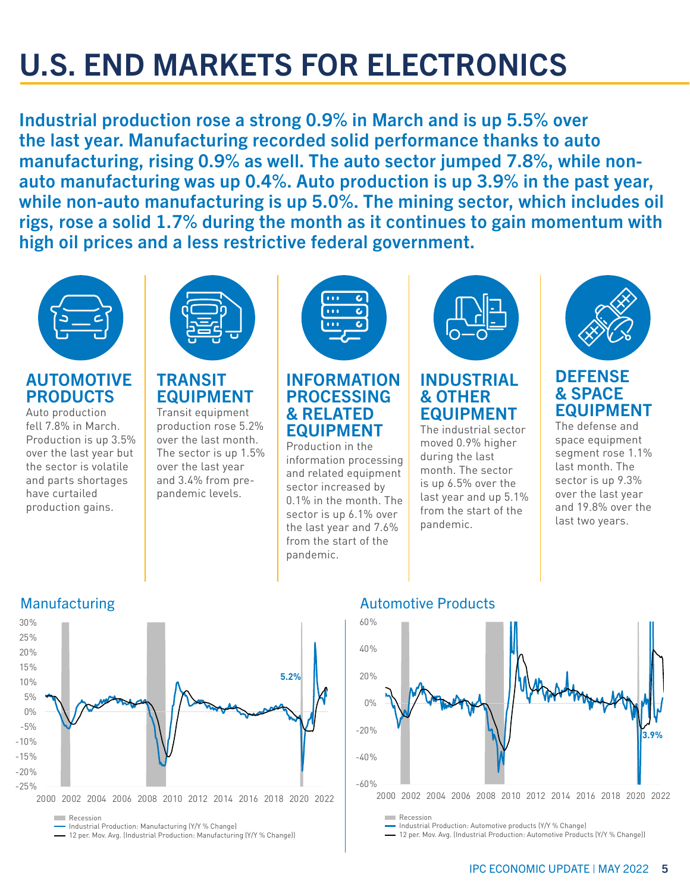# U.S. END MARKETS FOR ELECTRONICS

**Industrial production rose a strong 0.9% in March and is up 5.5% over the last year. Manufacturing recorded solid performance thanks to auto manufacturing, rising 0.9% as well. The auto sector jumped 7.8%, while non-auto manufacturing was up 0.4%. Auto production is up 3.9% in the past year, while non-auto manufacturing is up 5.0%. The mining sector, which includes oil rigs, rose a solid 1.7% during the month as it continues to gain momentum with high oil prices and a less restrictive federal government.**

## AUTOMOTIVE PRODUCTS

Auto production fell 7.8% in March. Production is up 3.5% over the last year but the sector is volatile and parts shortages have curtailed production gains.

## TRANSIT EQUIPMENT

Transit equipment production rose 5.2% over the last month. The sector is up 1.5% over the last year and 3.4% from pre-pandemic levels.

## INFORMATION PROCESSING & RELATED EQUIPMENT

Production in the information processing and related equipment sector increased by 0.1% in the month. The sector is up 6.1% over the last year and 7.6% from the start of the pandemic.

## INDUSTRIAL & OTHER EQUIPMENT

The industrial sector moved 0.9% higher during the last month. The sector is up 6.5% over the last year and up 5.1% from the start of the pandemic.

## DEFENSE & SPACE EQUIPMENT

The defense and space equipment segment rose 1.1% last month. The sector is up 9.3% over the last year and 19.8% over the last two years.

### Manufacturing

Recession
Industrial Production: Manufacturing (Y/Y % Change)
12 per. Mov. Avg. (Industrial Production: Manufacturing (Y/Y % Change))

### Automotive Products

Recession
Industrial Production: Automotive products (Y/Y % Change)
12 per. Mov. Avg. (Industrial Production: Automotive Products (Y/Y % Change))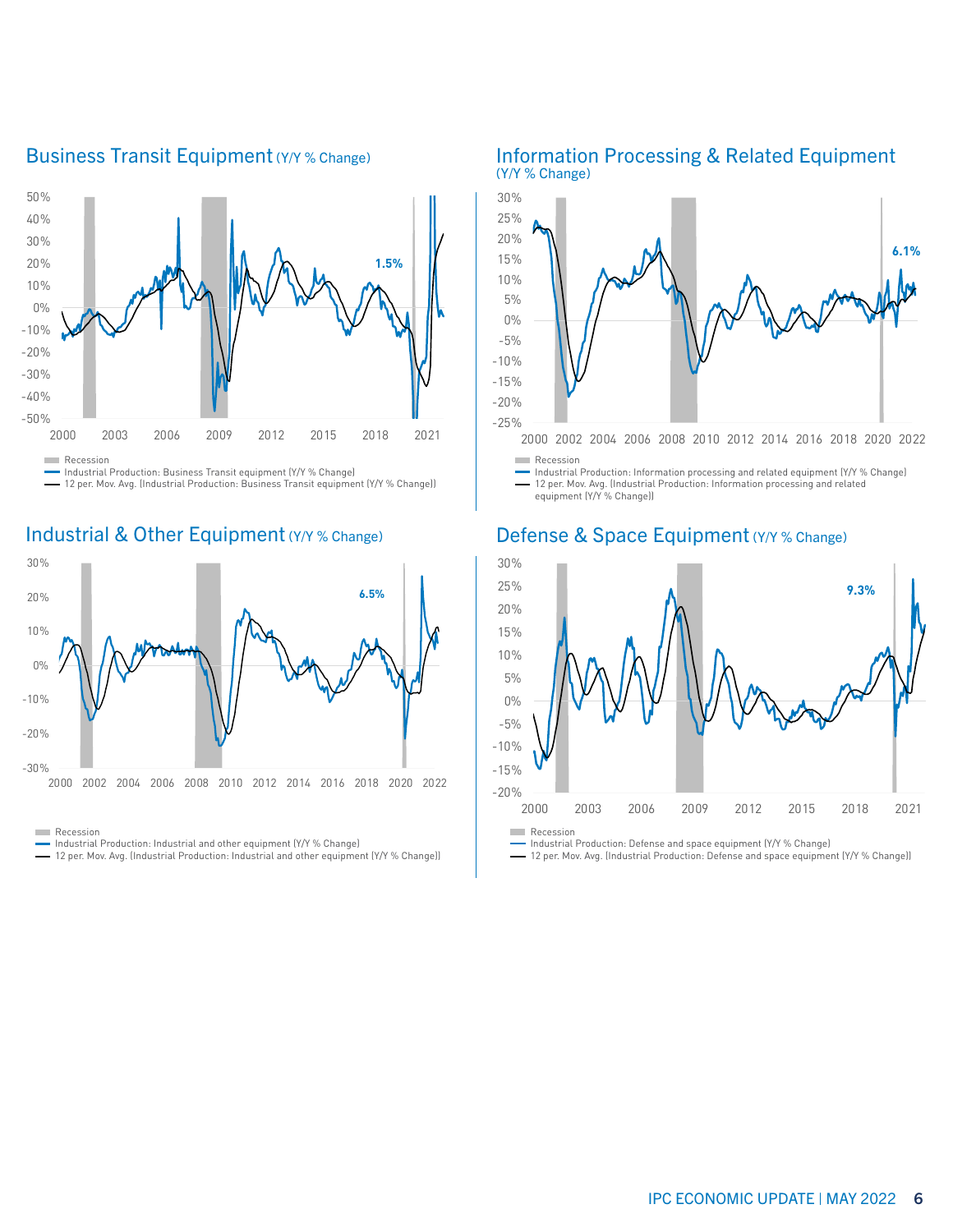## Business Transit Equipment (Y/Y % Change)

1.5%

Recession
Industrial Production: Business Transit equipment (Y/Y % Change)
12 per. Mov. Avg. (Industrial Production: Business Transit equipment (Y/Y % Change))

## Information Processing & Related Equipment (Y/Y % Change)

6.1%

Recession
Industrial Production: Information processing and related equipment (Y/Y % Change)
12 per. Mov. Avg. (Industrial Production: Information processing and related equipment (Y/Y % Change))

## Industrial & Other Equipment (Y/Y % Change)

6.5%

Recession
Industrial Production: Industrial and other equipment (Y/Y % Change)
12 per. Mov. Avg. (Industrial Production: Industrial and other equipment (Y/Y % Change))

## Defense & Space Equipment (Y/Y % Change)

9.3%

Recession
Industrial Production: Defense and space equipment (Y/Y % Change)
12 per. Mov. Avg. (Industrial Production: Defense and space equipment (Y/Y % Change))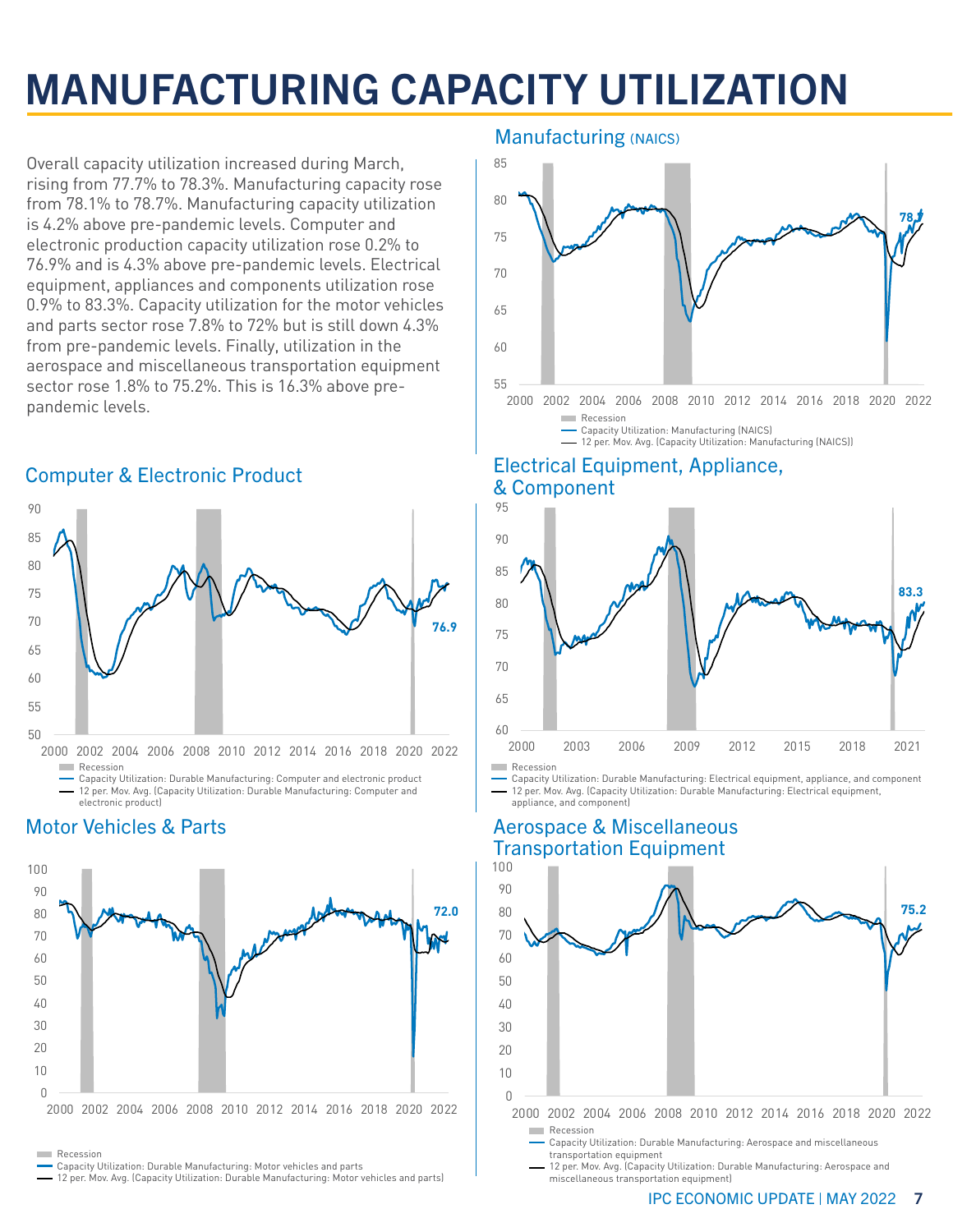# MANUFACTURING CAPACITY UTILIZATION

Overall capacity utilization increased during March, rising from 77.7% to 78.3%. Manufacturing capacity rose from 78.1% to 78.7%. Manufacturing capacity utilization is 4.2% above pre-pandemic levels. Computer and electronic production capacity utilization rose 0.2% to 76.9% and is 4.3% above pre-pandemic levels. Electrical equipment, appliances and components utilization rose 0.9% to 83.3%. Capacity utilization for the motor vehicles and parts sector rose 7.8% to 72% but is still down 4.3% from pre-pandemic levels. Finally, utilization in the aerospace and miscellaneous transportation equipment sector rose 1.8% to 75.2%. This is 16.3% above pre-pandemic levels.

## Manufacturing (NAICS)

Recession
Capacity Utilization: Manufacturing (NAICS)
12 per. Mov. Avg. (Capacity Utilization: Manufacturing (NAICS))

## Computer & Electronic Product

Recession
Capacity Utilization: Durable Manufacturing: Computer and electronic product
12 per. Mov. Avg. (Capacity Utilization: Durable Manufacturing: Computer and electronic product)

## Electrical Equipment, Appliance, & Component

Recession
Capacity Utilization: Durable Manufacturing: Electrical equipment, appliance, and component
12 per. Mov. Avg. (Capacity Utilization: Durable Manufacturing: Electrical equipment, appliance, and component)

## Motor Vehicles & Parts

Recession
Capacity Utilization: Durable Manufacturing: Motor vehicles and parts
12 per. Mov. Avg. (Capacity Utilization: Durable Manufacturing: Motor vehicles and parts)

## Aerospace & Miscellaneous Transportation Equipment

Recession
Capacity Utilization: Durable Manufacturing: Aerospace and miscellaneous transportation equipment
12 per. Mov. Avg. (Capacity Utilization: Durable Manufacturing: Aerospace and miscellaneous transportation equipment)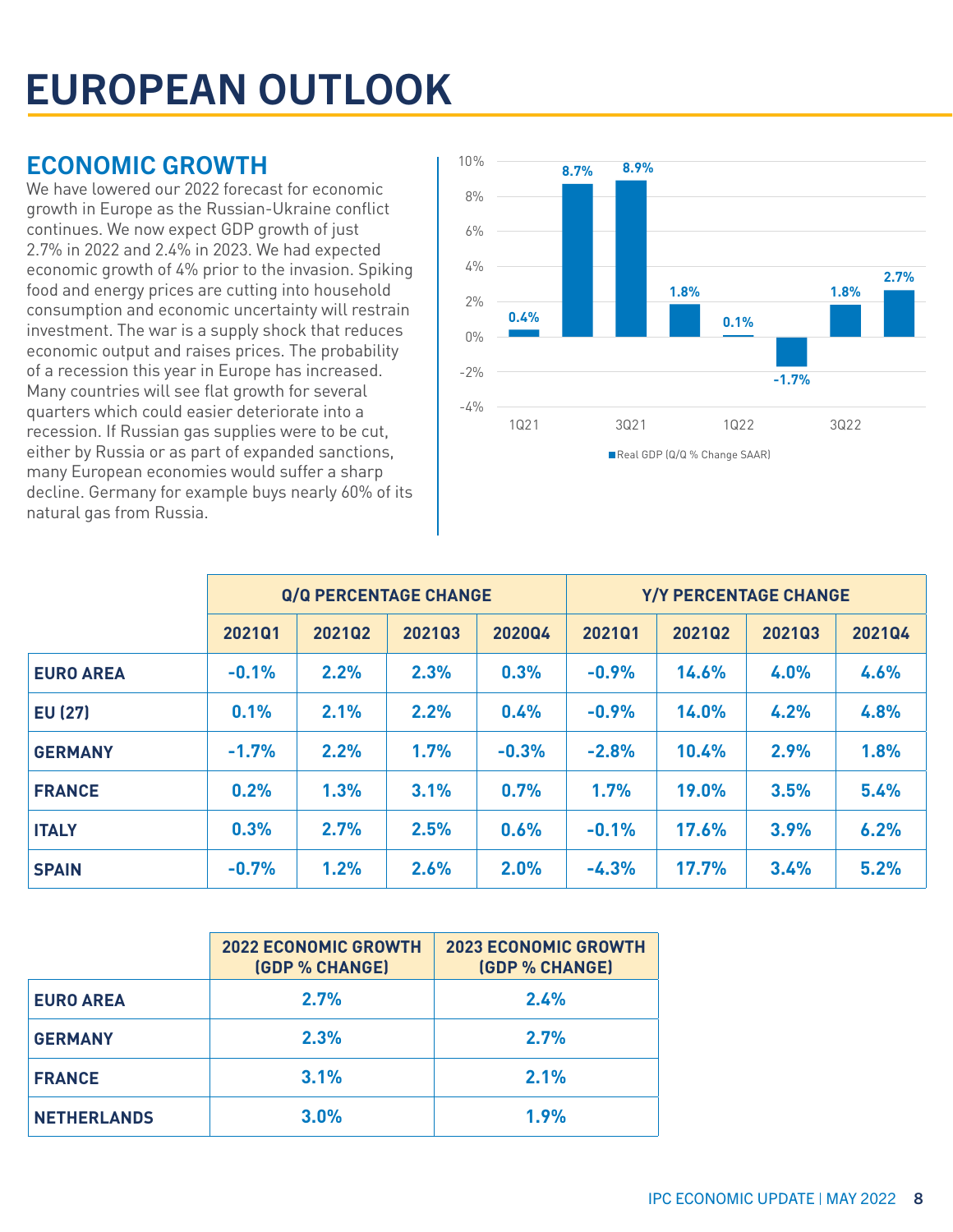# EUROPEAN OUTLOOK

## ECONOMIC GROWTH

We have lowered our 2022 forecast for economic growth in Europe as the Russian-Ukraine conflict continues. We now expect GDP growth of just 2.7% in 2022 and 2.4% in 2023. We had expected economic growth of 4% prior to the invasion. Spiking food and energy prices are cutting into household consumption and economic uncertainty will restrain investment. The war is a supply shock that reduces economic output and raises prices. The probability of a recession this year in Europe has increased. Many countries will see flat growth for several quarters which could easier deteriorate into a recession. If Russian gas supplies were to be cut, either by Russia or as part of expanded sanctions, many European economies would suffer a sharp decline. Germany for example buys nearly 60% of its natural gas from Russia.

| | Real GDP (Q/Q % Change SAAR) |
|---|---|
| 1Q21 | 0.4% |
| 2Q21 | 8.7% |
| 3Q21 | 8.9% |
| 4Q21 | 1.8% |
| 1Q22 | 0.1% |
| 2Q22 | -1.7% |
| 3Q22 | 1.8% |
| 4Q22 | 2.7% |

| | Q/Q PERCENTAGE CHANGE | | | | Y/Y PERCENTAGE CHANGE | | | |
|---|---|---|---|---|---|---|---|---|
| | 2021Q1 | 2021Q2 | 2021Q3 | 2020Q4 | 2021Q1 | 2021Q2 | 2021Q3 | 2021Q4 |
| **EURO AREA** | -0.1% | 2.2% | 2.3% | 0.3% | -0.9% | 14.6% | 4.0% | 4.6% |
| **EU (27)** | 0.1% | 2.1% | 2.2% | 0.4% | -0.9% | 14.0% | 4.2% | 4.8% |
| **GERMANY** | -1.7% | 2.2% | 1.7% | -0.3% | -2.8% | 10.4% | 2.9% | 1.8% |
| **FRANCE** | 0.2% | 1.3% | 3.1% | 0.7% | 1.7% | 19.0% | 3.5% | 5.4% |
| **ITALY** | 0.3% | 2.7% | 2.5% | 0.6% | -0.1% | 17.6% | 3.9% | 6.2% |
| **SPAIN** | -0.7% | 1.2% | 2.6% | 2.0% | -4.3% | 17.7% | 3.4% | 5.2% |

| | 2022 ECONOMIC GROWTH (GDP % CHANGE) | 2023 ECONOMIC GROWTH (GDP % CHANGE) |
|---|---|---|
| **EURO AREA** | 2.7% | 2.4% |
| **GERMANY** | 2.3% | 2.7% |
| **FRANCE** | 3.1% | 2.1% |
| **NETHERLANDS** | 3.0% | 1.9% |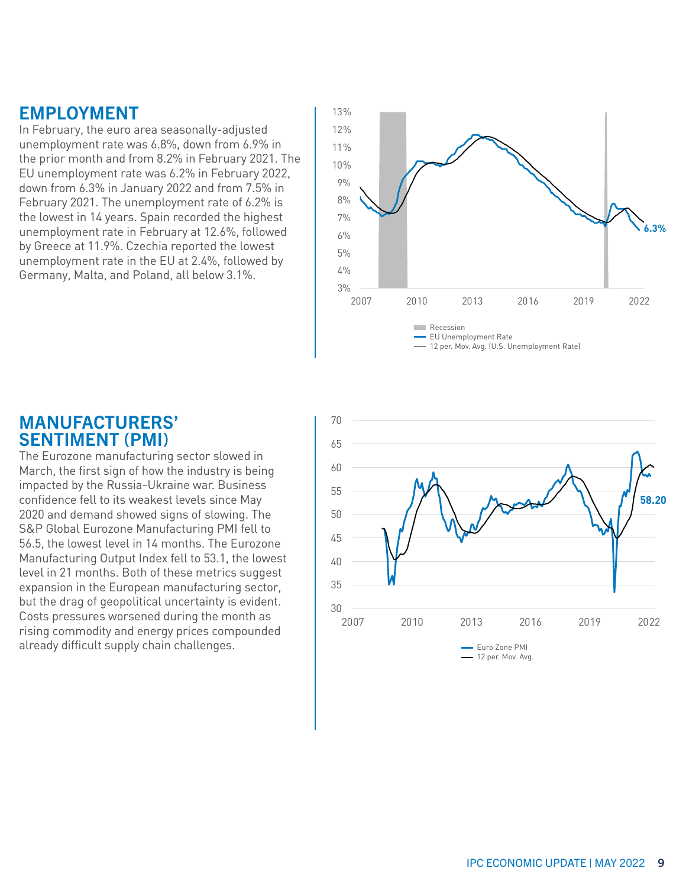## EMPLOYMENT

In February, the euro area seasonally-adjusted unemployment rate was 6.8%, down from 6.9% in the prior month and from 8.2% in February 2021. The EU unemployment rate was 6.2% in February 2022, down from 6.3% in January 2022 and from 7.5% in February 2021. The unemployment rate of 6.2% is the lowest in 14 years. Spain recorded the highest unemployment rate in February at 12.6%, followed by Greece at 11.9%. Czechia reported the lowest unemployment rate in the EU at 2.4%, followed by Germany, Malta, and Poland, all below 3.1%.

## MANUFACTURERS' SENTIMENT (PMI)

The Eurozone manufacturing sector slowed in March, the first sign of how the industry is being impacted by the Russia-Ukraine war. Business confidence fell to its weakest levels since May 2020 and demand showed signs of slowing. The S&P Global Eurozone Manufacturing PMI fell to 56.5, the lowest level in 14 months. The Eurozone Manufacturing Output Index fell to 53.1, the lowest level in 21 months. Both of these metrics suggest expansion in the European manufacturing sector, but the drag of geopolitical uncertainty is evident. Costs pressures worsened during the month as rising commodity and energy prices compounded already difficult supply chain challenges.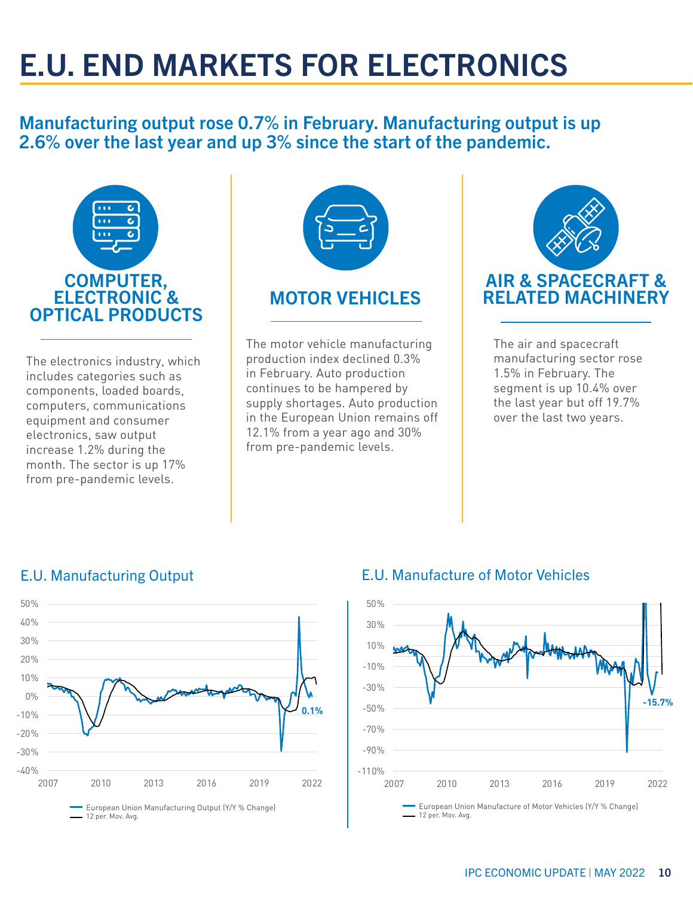# E.U. END MARKETS FOR ELECTRONICS

## Manufacturing output rose 0.7% in February. Manufacturing output is up 2.6% over the last year and up 3% since the start of the pandemic.

### COMPUTER, ELECTRONIC & OPTICAL PRODUCTS

The electronics industry, which includes categories such as components, loaded boards, computers, communications equipment and consumer electronics, saw output increase 1.2% during the month. The sector is up 17% from pre-pandemic levels.

### MOTOR VEHICLES

The motor vehicle manufacturing production index declined 0.3% in February. Auto production continues to be hampered by supply shortages. Auto production in the European Union remains off 12.1% from a year ago and 30% from pre-pandemic levels.

### AIR & SPACECRAFT & RELATED MACHINERY

The air and spacecraft manufacturing sector rose 1.5% in February. The segment is up 10.4% over the last year but off 19.7% over the last two years.

### E.U. Manufacturing Output

European Union Manufacturing Output (Y/Y % Change) — latest: 0.1%
12 per. Mov. Avg.

### E.U. Manufacture of Motor Vehicles

European Union Manufacture of Motor Vehicles (Y/Y % Change) — latest: -15.7%
12 per. Mov. Avg.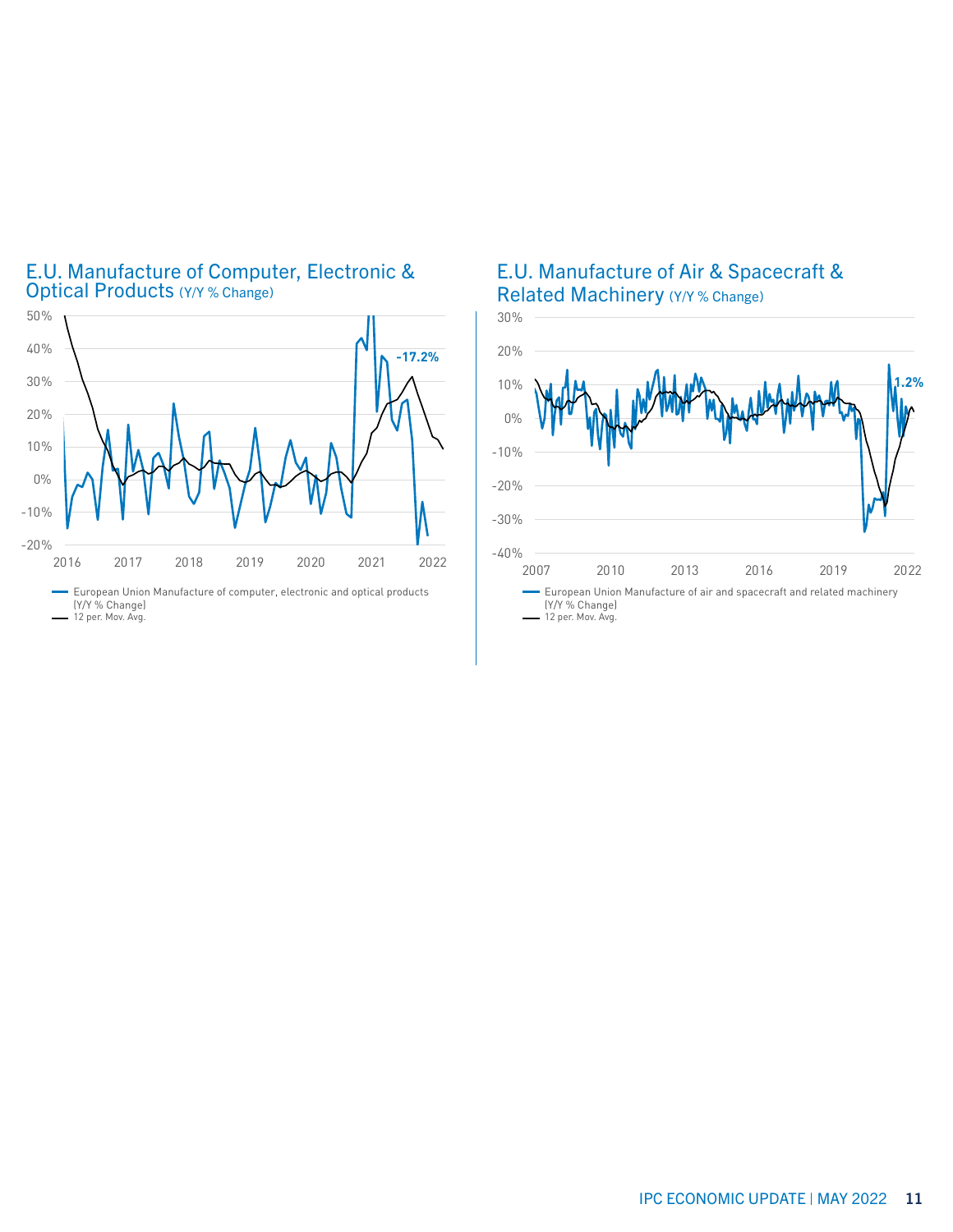## E.U. Manufacture of Computer, Electronic & Optical Products (Y/Y % Change)

50%
40%
30%
20%
10%
0%
-10%
-20%

2016 2017 2018 2019 2020 2021 2022

-17.2%

European Union Manufacture of computer, electronic and optical products (Y/Y % Change)
12 per. Mov. Avg.

## E.U. Manufacture of Air & Spacecraft & Related Machinery (Y/Y % Change)

30%
20%
10%
0%
-10%
-20%
-30%
-40%

2007 2010 2013 2016 2019 2022

1.2%

European Union Manufacture of air and spacecraft and related machinery (Y/Y % Change)
12 per. Mov. Avg.